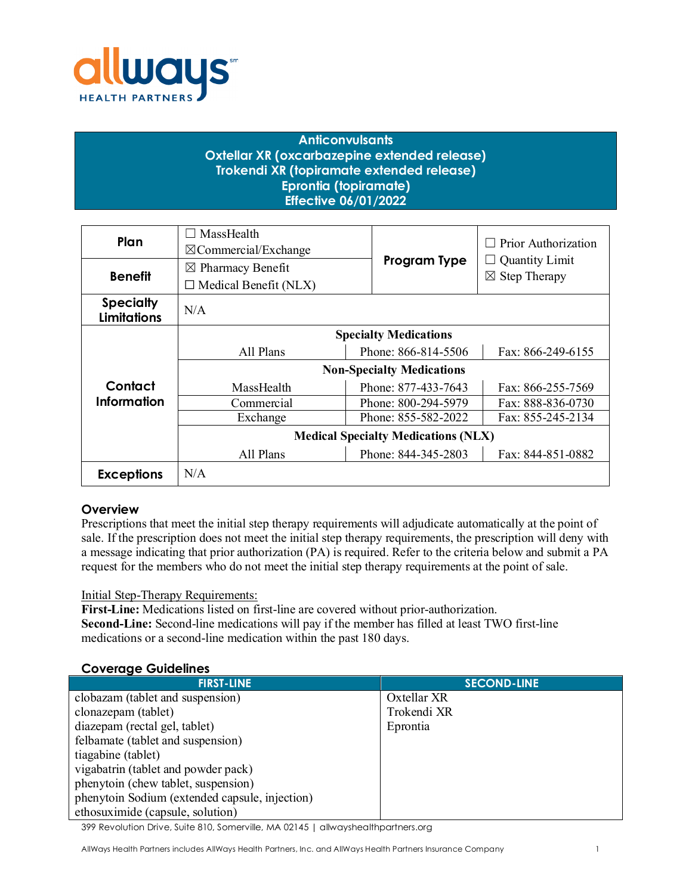# Anticonvulsants
## Oxtellar XR (oxcarbazepine extended release)
## Trokendi XR (topiramate extended release)
## Eprontia (topiramate)
## Effective 06/01/2022

| | | | |
|---|---|---|---|
| **Plan** | ☐ MassHealth<br>☒Commercial/Exchange | **Program Type** | ☐ Prior Authorization<br>☐ Quantity Limit<br>☒ Step Therapy |
| **Benefit** | ☒ Pharmacy Benefit<br>☐ Medical Benefit (NLX) | | |
| **Specialty Limitations** | N/A | | |
| **Contact Information** | **Specialty Medications** | | |
| | All Plans | Phone: 866-814-5506 | Fax: 866-249-6155 |
| | **Non-Specialty Medications** | | |
| | MassHealth | Phone: 877-433-7643 | Fax: 866-255-7569 |
| | Commercial | Phone: 800-294-5979 | Fax: 888-836-0730 |
| | Exchange | Phone: 855-582-2022 | Fax: 855-245-2134 |
| | **Medical Specialty Medications (NLX)** | | |
| | All Plans | Phone: 844-345-2803 | Fax: 844-851-0882 |
| **Exceptions** | N/A | | |

## Overview

Prescriptions that meet the initial step therapy requirements will adjudicate automatically at the point of sale. If the prescription does not meet the initial step therapy requirements, the prescription will deny with a message indicating that prior authorization (PA) is required. Refer to the criteria below and submit a PA request for the members who do not meet the initial step therapy requirements at the point of sale.

Initial Step-Therapy Requirements:

**First-Line:** Medications listed on first-line are covered without prior-authorization.

**Second-Line:** Second-line medications will pay if the member has filled at least TWO first-line medications or a second-line medication within the past 180 days.

## Coverage Guidelines

| FIRST-LINE | SECOND-LINE |
|---|---|
| clobazam (tablet and suspension) | Oxtellar XR |
| clonazepam (tablet) | Trokendi XR |
| diazepam (rectal gel, tablet) | Eprontia |
| felbamate (tablet and suspension) | |
| tiagabine (tablet) | |
| vigabatrin (tablet and powder pack) | |
| phenytoin (chew tablet, suspension) | |
| phenytoin Sodium (extended capsule, injection) | |
| ethosuximide (capsule, solution) | |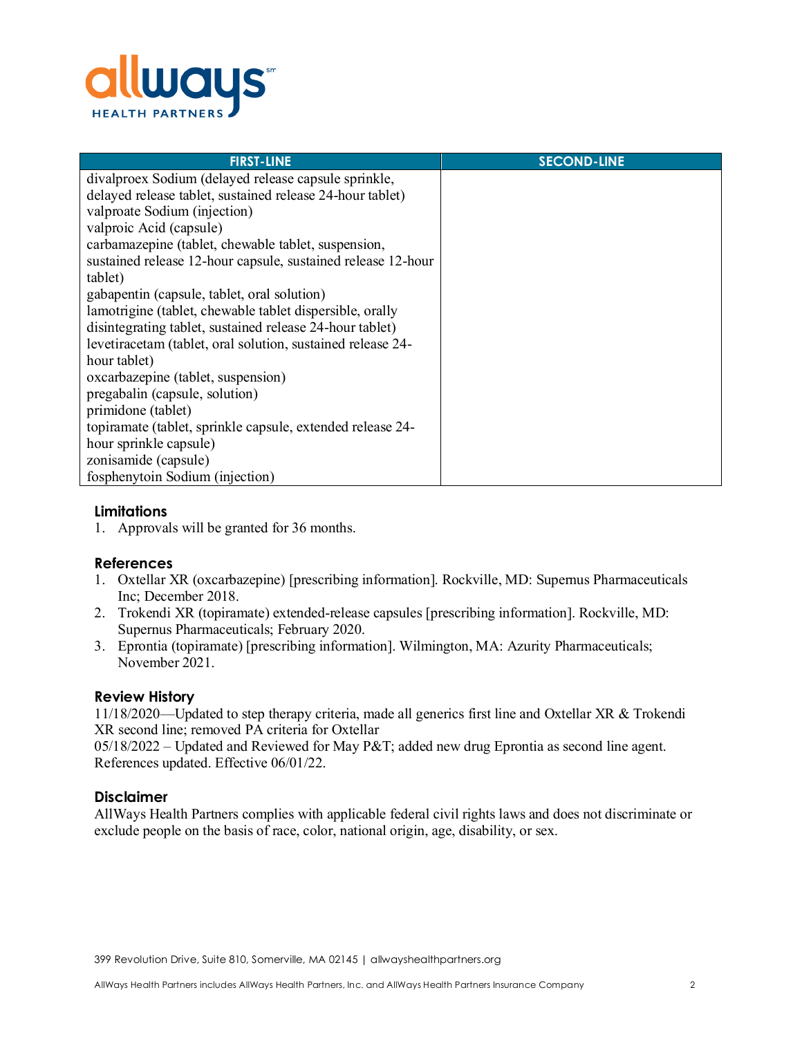| FIRST-LINE | SECOND-LINE |
| --- | --- |
| divalproex Sodium (delayed release capsule sprinkle, delayed release tablet, sustained release 24-hour tablet)<br>valproate Sodium (injection)<br>valproic Acid (capsule)<br>carbamazepine (tablet, chewable tablet, suspension, sustained release 12-hour capsule, sustained release 12-hour tablet)<br>gabapentin (capsule, tablet, oral solution)<br>lamotrigine (tablet, chewable tablet dispersible, orally disintegrating tablet, sustained release 24-hour tablet)<br>levetiracetam (tablet, oral solution, sustained release 24-hour tablet)<br>oxcarbazepine (tablet, suspension)<br>pregabalin (capsule, solution)<br>primidone (tablet)<br>topiramate (tablet, sprinkle capsule, extended release 24-hour sprinkle capsule)<br>zonisamide (capsule)<br>fosphenytoin Sodium (injection) | |

## Limitations

1. Approvals will be granted for 36 months.

## References

1. Oxtellar XR (oxcarbazepine) [prescribing information]. Rockville, MD: Supernus Pharmaceuticals Inc; December 2018.
2. Trokendi XR (topiramate) extended-release capsules [prescribing information]. Rockville, MD: Supernus Pharmaceuticals; February 2020.
3. Eprontia (topiramate) [prescribing information]. Wilmington, MA: Azurity Pharmaceuticals; November 2021.

## Review History

11/18/2020—Updated to step therapy criteria, made all generics first line and Oxtellar XR & Trokendi XR second line; removed PA criteria for Oxtellar

05/18/2022 – Updated and Reviewed for May P&T; added new drug Eprontia as second line agent. References updated. Effective 06/01/22.

## Disclaimer

AllWays Health Partners complies with applicable federal civil rights laws and does not discriminate or exclude people on the basis of race, color, national origin, age, disability, or sex.

399 Revolution Drive, Suite 810, Somerville, MA 02145 | allwayshealthpartners.org

AllWays Health Partners includes AllWays Health Partners, Inc. and AllWays Health Partners Insurance Company